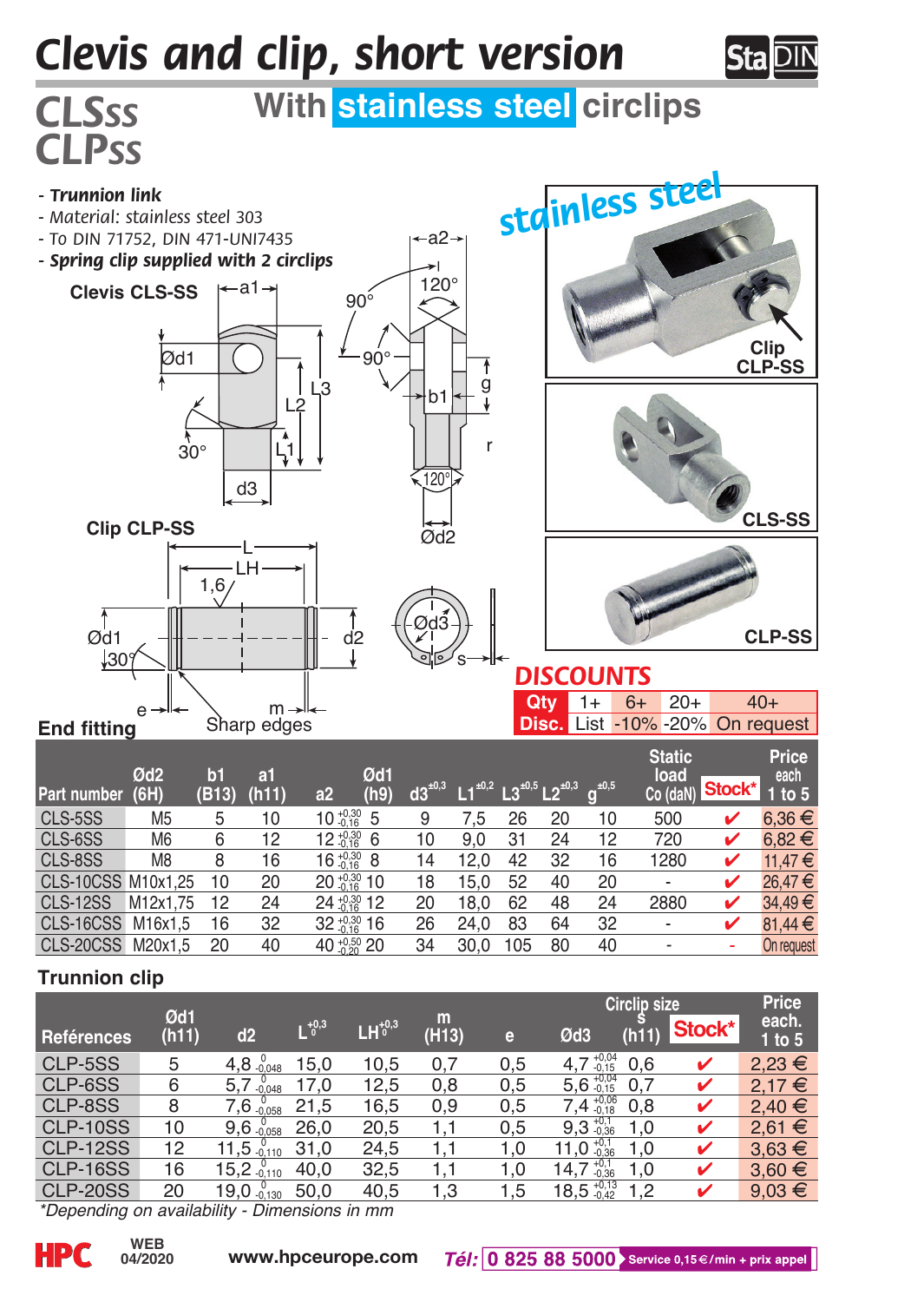# Clevis and clip, short version

# CLSss CLPss

## With stainless steel circlips

- ***Trunnion link***
- *Material: stainless steel 303*
- *To DIN 71752, DIN 471-UNI7435*
- ***Spring clip supplied with 2 circlips***

**Clevis CLS-SS**

**Clip CLP-SS**

**End fitting**

Sharp edges

stainless steel

Clip CLP-SS

CLS-SS

CLP-SS

## DISCOUNTS

| Qty | 1+ | 6+ | 20+ | 40+ |
|---|---|---|---|---|
| Disc. | List | -10% | -20% | On request |

| Part number | Ød2 (6H) | b1 (B13) | a1 (h11) | a2 | Ød1 (h9) | $d3^{\pm0,3}$ | $L1^{\pm0,2}$ | $L3^{\pm0,5}$ | $L2^{\pm0,3}$ | $g^{\pm0,5}$ | Static load Co (daN) | Stock* | Price each 1 to 5 |
|---|---|---|---|---|---|---|---|---|---|---|---|---|---|
| CLS-5SS | M5 | 5 | 10 | $10^{+0,30}_{-0,16}$ | 5 | 9 | 7,5 | 26 | 20 | 10 | 500 | ✔ | 6,36 € |
| CLS-6SS | M6 | 6 | 12 | $12^{+0,30}_{-0,16}$ | 6 | 10 | 9,0 | 31 | 24 | 12 | 720 | ✔ | 6,82 € |
| CLS-8SS | M8 | 8 | 16 | $16^{+0,30}_{-0,16}$ | 8 | 14 | 12,0 | 42 | 32 | 16 | 1280 | ✔ | 11,47 € |
| CLS-10CSS | M10x1,25 | 10 | 20 | $20^{+0,30}_{-0,16}$ | 10 | 18 | 15,0 | 52 | 40 | 20 | - | ✔ | 26,47 € |
| CLS-12SS | M12x1,75 | 12 | 24 | $24^{+0,30}_{-0,16}$ | 12 | 20 | 18,0 | 62 | 48 | 24 | 2880 | ✔ | 34,49 € |
| CLS-16CSS | M16x1,5 | 16 | 32 | $32^{+0,30}_{-0,16}$ | 16 | 26 | 24,0 | 83 | 64 | 32 | - | ✔ | 81,44 € |
| CLS-20CSS | M20x1,5 | 20 | 40 | $40^{+0,50}_{-0,20}$ | 20 | 34 | 30,0 | 105 | 80 | 40 | - | - | On request |

**Trunnion clip**

| Références | Ød1 (h11) | d2 | $L^{+0,3}_{0}$ | $LH^{+0,3}_{0}$ | m (H13) | e | Ød3 | Circlip size s (h11) | Stock* | Price each. 1 to 5 |
|---|---|---|---|---|---|---|---|---|---|---|
| CLP-5SS | 5 | $4,8^{0}_{-0,048}$ | 15,0 | 10,5 | 0,7 | 0,5 | $4,7^{+0,04}_{-0,15}$ | 0,6 | ✔ | 2,23 € |
| CLP-6SS | 6 | $5,7^{0}_{-0,048}$ | 17,0 | 12,5 | 0,8 | 0,5 | $5,6^{+0,04}_{-0,15}$ | 0,7 | ✔ | 2,17 € |
| CLP-8SS | 8 | $7,6^{0}_{-0,058}$ | 21,5 | 16,5 | 0,9 | 0,5 | $7,4^{+0,06}_{-0,18}$ | 0,8 | ✔ | 2,40 € |
| CLP-10SS | 10 | $9,6^{0}_{-0,058}$ | 26,0 | 20,5 | 1,1 | 0,5 | $9,3^{+0,1}_{-0,36}$ | 1,0 | ✔ | 2,61 € |
| CLP-12SS | 12 | $11,5^{0}_{-0,110}$ | 31,0 | 24,5 | 1,1 | 1,0 | $11,0^{+0,1}_{-0,36}$ | 1,0 | ✔ | 3,63 € |
| CLP-16SS | 16 | $15,2^{0}_{-0,110}$ | 40,0 | 32,5 | 1,1 | 1,0 | $14,7^{+0,1}_{-0,36}$ | 1,0 | ✔ | 3,60 € |
| CLP-20SS | 20 | $19,0^{0}_{-0,130}$ | 50,0 | 40,5 | 1,3 | 1,5 | $18,5^{+0,13}_{-0,42}$ | 1,2 | ✔ | 9,03 € |

*\*Depending on availability - Dimensions in mm*

HPC WEB 04/2020 www.hpceurope.com *Tél:* 0 825 88 5000 Service 0,15 €/min + prix appel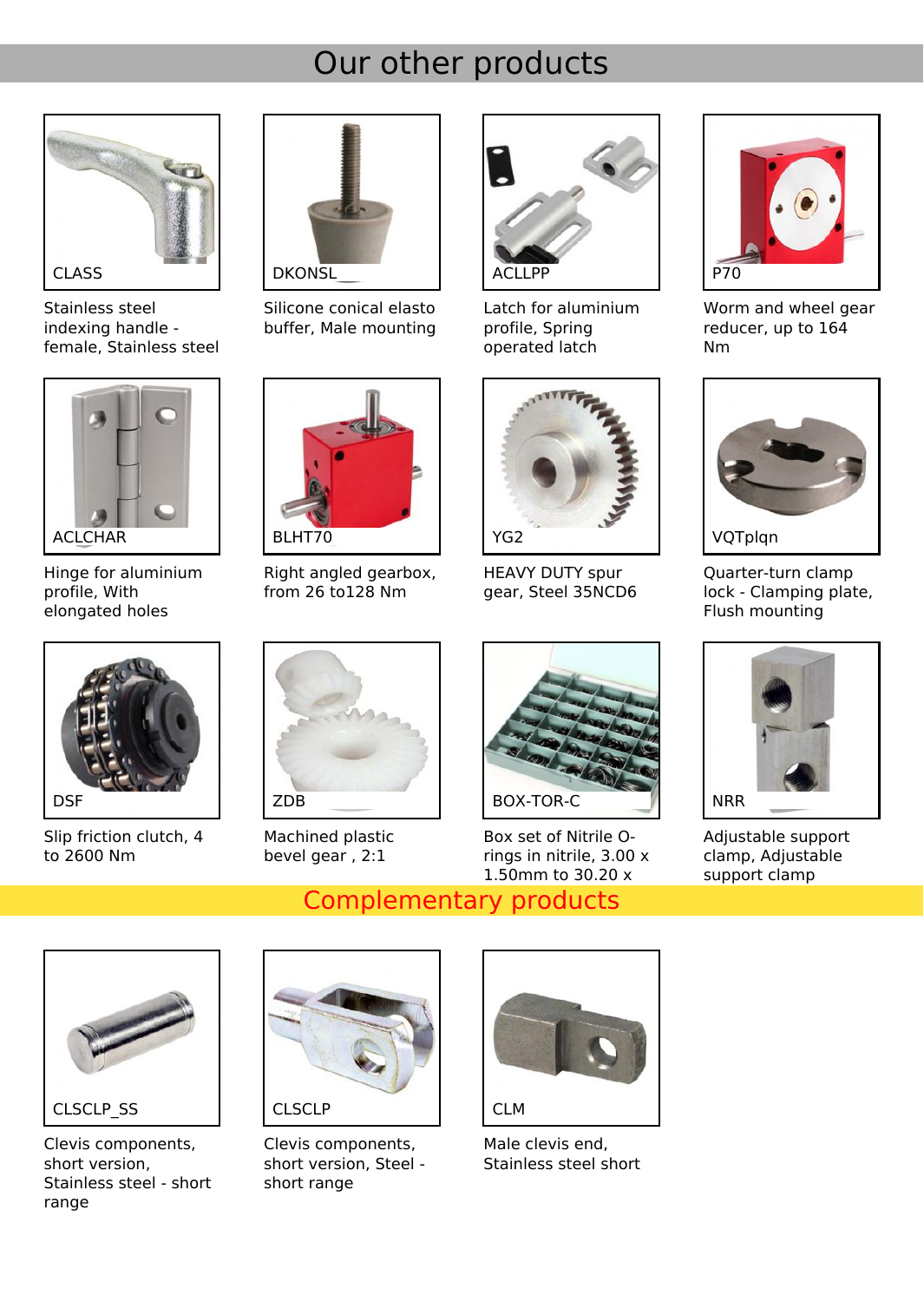# Our other products

CLASS

Stainless steel indexing handle - female, Stainless steel

DKONSL

Silicone conical elasto buffer, Male mounting

ACLLPP

Latch for aluminium profile, Spring operated latch

P70

Worm and wheel gear reducer, up to 164 Nm

ACLCHAR

Hinge for aluminium profile, With elongated holes

BLHT70

Right angled gearbox, from 26 to128 Nm

YG2

HEAVY DUTY spur gear, Steel 35NCD6

VQTplqn

Quarter-turn clamp lock - Clamping plate, Flush mounting

DSF

Slip friction clutch, 4 to 2600 Nm

ZDB

Machined plastic bevel gear , 2:1

BOX-TOR-C

Box set of Nitrile O-rings in nitrile, 3.00 x 1.50mm to 30.20 x

NRR

Adjustable support clamp, Adjustable support clamp

# Complementary products

CLSCLP_SS

Clevis components, short version, Stainless steel - short range

CLSCLP

Clevis components, short version, Steel - short range

CLM

Male clevis end, Stainless steel short